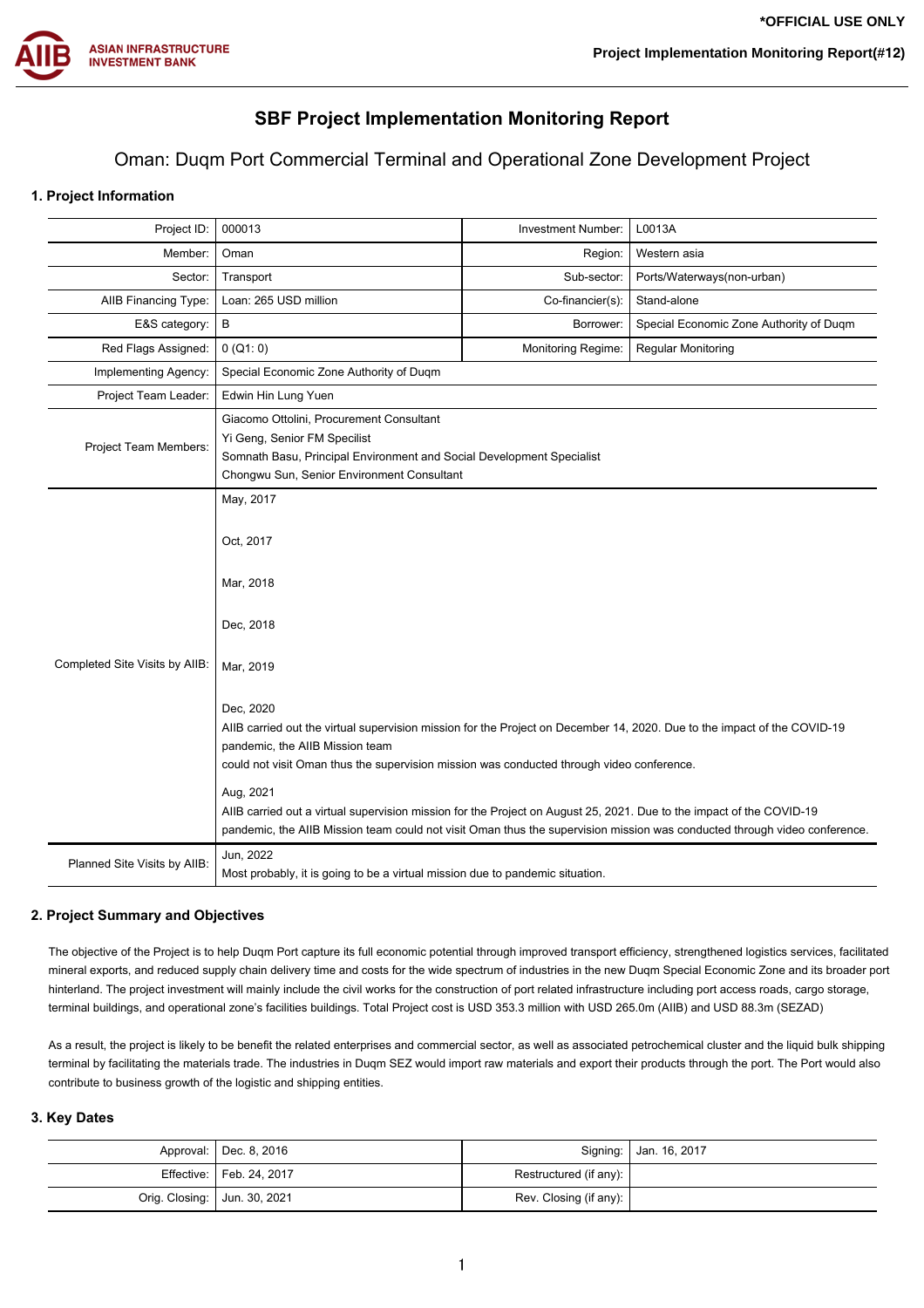# SBF Project Implementation Monitoring Report

## Oman: Duqm Port Commercial Terminal and Operational Zone Development Project

### 1. Project Information

| | | | |
|---|---|---|---|
| Project ID: | 000013 | Investment Number: | L0013A |
| Member: | Oman | Region: | Western asia |
| Sector: | Transport | Sub-sector: | Ports/Waterways(non-urban) |
| AIIB Financing Type: | Loan: 265 USD million | Co-financier(s): | Stand-alone |
| E&S category: | B | Borrower: | Special Economic Zone Authority of Duqm |
| Red Flags Assigned: | 0 (Q1: 0) | Monitoring Regime: | Regular Monitoring |
| Implementing Agency: | Special Economic Zone Authority of Duqm | | |
| Project Team Leader: | Edwin Hin Lung Yuen | | |
| Project Team Members: | Giacomo Ottolini, Procurement Consultant<br>Yi Geng, Senior FM Specilist<br>Somnath Basu, Principal Environment and Social Development Specialist<br>Chongwu Sun, Senior Environment Consultant | | |
| Completed Site Visits by AIIB: | May, 2017<br><br>Oct, 2017<br><br>Mar, 2018<br><br>Dec, 2018<br><br>Mar, 2019<br><br>Dec, 2020<br>AIIB carried out the virtual supervision mission for the Project on December 14, 2020. Due to the impact of the COVID-19 pandemic, the AIIB Mission team could not visit Oman thus the supervision mission was conducted through video conference.<br><br>Aug, 2021<br>AIIB carried out a virtual supervision mission for the Project on August 25, 2021. Due to the impact of the COVID-19 pandemic, the AIIB Mission team could not visit Oman thus the supervision mission was conducted through video conference. | | |
| Planned Site Visits by AIIB: | Jun, 2022<br>Most probably, it is going to be a virtual mission due to pandemic situation. | | |

### 2. Project Summary and Objectives

The objective of the Project is to help Duqm Port capture its full economic potential through improved transport efficiency, strengthened logistics services, facilitated mineral exports, and reduced supply chain delivery time and costs for the wide spectrum of industries in the new Duqm Special Economic Zone and its broader port hinterland. The project investment will mainly include the civil works for the construction of port related infrastructure including port access roads, cargo storage, terminal buildings, and operational zone's facilities buildings. Total Project cost is USD 353.3 million with USD 265.0m (AIIB) and USD 88.3m (SEZAD)

As a result, the project is likely to be benefit the related enterprises and commercial sector, as well as associated petrochemical cluster and the liquid bulk shipping terminal by facilitating the materials trade. The industries in Duqm SEZ would import raw materials and export their products through the port. The Port would also contribute to business growth of the logistic and shipping entities.

### 3. Key Dates

| | | | |
|---|---|---|---|
| Approval: | Dec. 8, 2016 | Signing: | Jan. 16, 2017 |
| Effective: | Feb. 24, 2017 | Restructured (if any): | |
| Orig. Closing: | Jun. 30, 2021 | Rev. Closing (if any): | |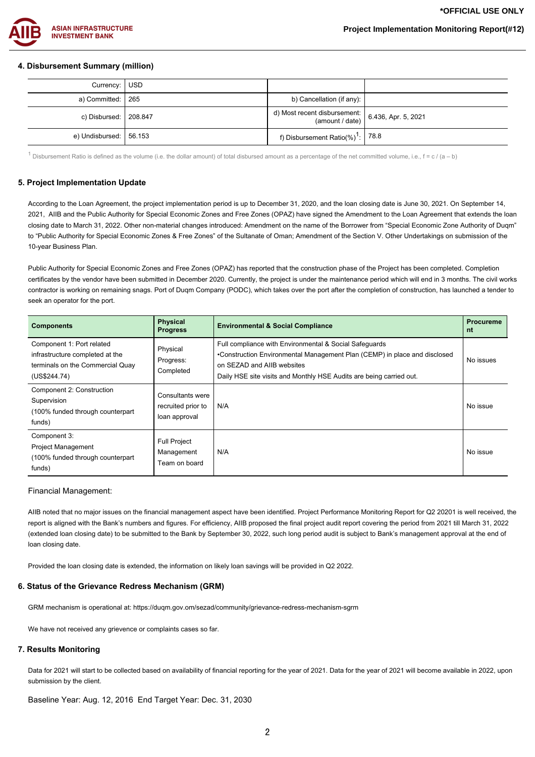## 4. Disbursement Summary (million)

| Currency: | USD | | |
|---|---|---|---|
| a) Committed: | 265 | b) Cancellation (if any): | |
| c) Disbursed: | 208.847 | d) Most recent disbursement: (amount / date) | 6.436, Apr. 5, 2021 |
| e) Undisbursed: | 56.153 | f) Disbursement Ratio(%)[1]: | 78.8 |

[1] Disbursement Ratio is defined as the volume (i.e. the dollar amount) of total disbursed amount as a percentage of the net committed volume, i.e., f = c / (a – b)

## 5. Project Implementation Update

According to the Loan Agreement, the project implementation period is up to December 31, 2020, and the loan closing date is June 30, 2021. On September 14, 2021, AIIB and the Public Authority for Special Economic Zones and Free Zones (OPAZ) have signed the Amendment to the Loan Agreement that extends the loan closing date to March 31, 2022. Other non-material changes introduced: Amendment on the name of the Borrower from "Special Economic Zone Authority of Duqm" to "Public Authority for Special Economic Zones & Free Zones" of the Sultanate of Oman; Amendment of the Section V. Other Undertakings on submission of the 10-year Business Plan.

Public Authority for Special Economic Zones and Free Zones (OPAZ) has reported that the construction phase of the Project has been completed. Completion certificates by the vendor have been submitted in December 2020. Currently, the project is under the maintenance period which will end in 3 months. The civil works contractor is working on remaining snags. Port of Duqm Company (PODC), which takes over the port after the completion of construction, has launched a tender to seek an operator for the port.

| Components | Physical Progress | Environmental & Social Compliance | Procurement |
|---|---|---|---|
| Component 1: Port related infrastructure completed at the terminals on the Commercial Quay (US$244.74) | Physical Progress: Completed | Full compliance with Environmental & Social Safeguards<br>•Construction Environmental Management Plan (CEMP) in place and disclosed on SEZAD and AIIB websites<br>Daily HSE site visits and Monthly HSE Audits are being carried out. | No issues |
| Component 2: Construction Supervision (100% funded through counterpart funds) | Consultants were recruited prior to loan approval | N/A | No issue |
| Component 3: Project Management (100% funded through counterpart funds) | Full Project Management Team on board | N/A | No issue |

Financial Management:

AIIB noted that no major issues on the financial management aspect have been identified. Project Performance Monitoring Report for Q2 20201 is well received, the report is aligned with the Bank's numbers and figures. For efficiency, AIIB proposed the final project audit report covering the period from 2021 till March 31, 2022 (extended loan closing date) to be submitted to the Bank by September 30, 2022, such long period audit is subject to Bank's management approval at the end of loan closing date.

Provided the loan closing date is extended, the information on likely loan savings will be provided in Q2 2022.

## 6. Status of the Grievance Redress Mechanism (GRM)

GRM mechanism is operational at: https://duqm.gov.om/sezad/community/grievance-redress-mechanism-sgrm

We have not received any grievence or complaints cases so far.

## 7. Results Monitoring

Data for 2021 will start to be collected based on availability of financial reporting for the year of 2021. Data for the year of 2021 will become available in 2022, upon submission by the client.

Baseline Year: Aug. 12, 2016 End Target Year: Dec. 31, 2030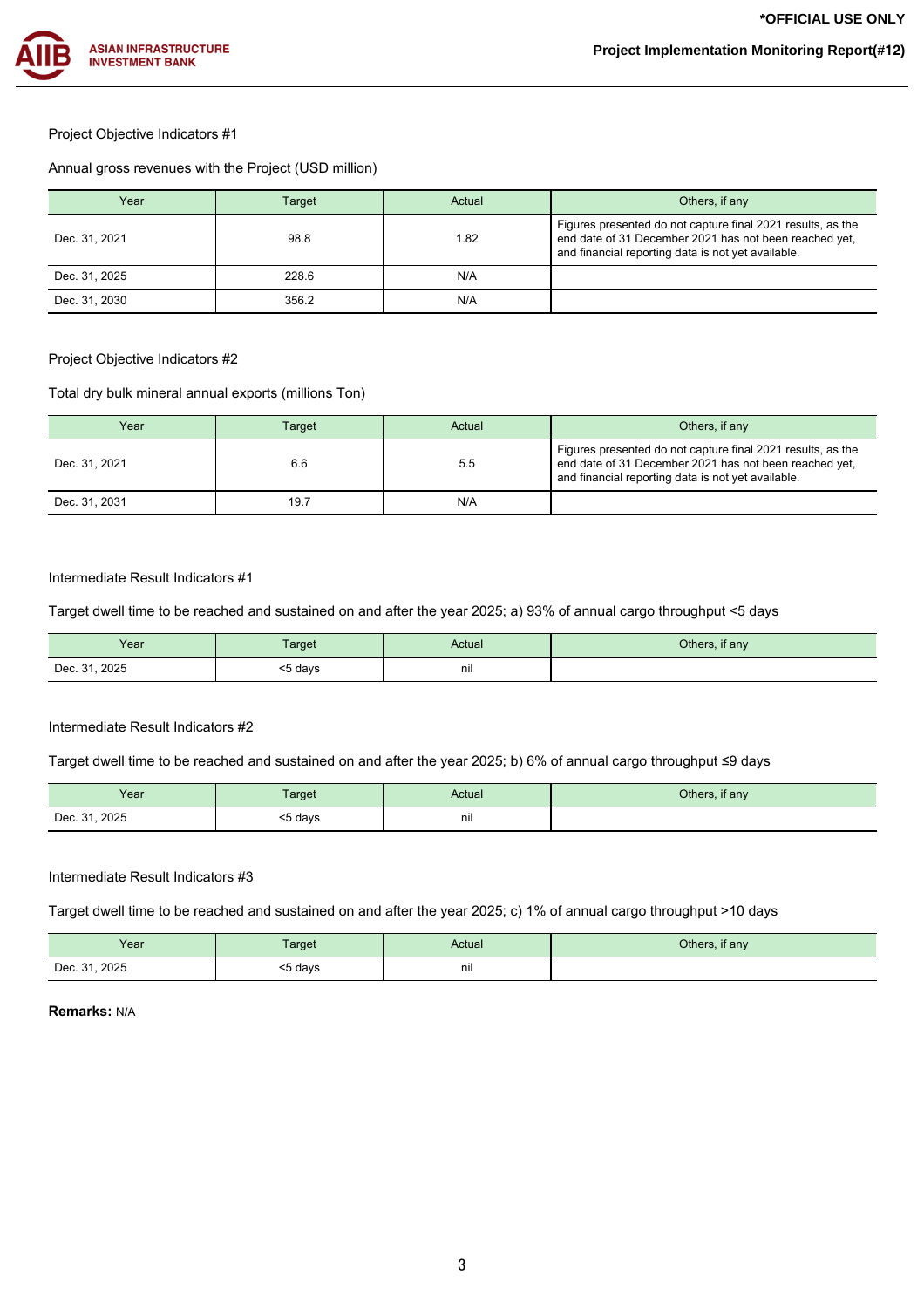Project Objective Indicators #1

Annual gross revenues with the Project (USD million)

| Year | Target | Actual | Others, if any |
|---|---|---|---|
| Dec. 31, 2021 | 98.8 | 1.82 | Figures presented do not capture final 2021 results, as the end date of 31 December 2021 has not been reached yet, and financial reporting data is not yet available. |
| Dec. 31, 2025 | 228.6 | N/A | |
| Dec. 31, 2030 | 356.2 | N/A | |

Project Objective Indicators #2

Total dry bulk mineral annual exports (millions Ton)

| Year | Target | Actual | Others, if any |
|---|---|---|---|
| Dec. 31, 2021 | 6.6 | 5.5 | Figures presented do not capture final 2021 results, as the end date of 31 December 2021 has not been reached yet, and financial reporting data is not yet available. |
| Dec. 31, 2031 | 19.7 | N/A | |

Intermediate Result Indicators #1

Target dwell time to be reached and sustained on and after the year 2025; a) 93% of annual cargo throughput <5 days

| Year | Target | Actual | Others, if any |
|---|---|---|---|
| Dec. 31, 2025 | <5 days | nil | |

Intermediate Result Indicators #2

Target dwell time to be reached and sustained on and after the year 2025; b) 6% of annual cargo throughput ≤9 days

| Year | Target | Actual | Others, if any |
|---|---|---|---|
| Dec. 31, 2025 | <5 days | nil | |

Intermediate Result Indicators #3

Target dwell time to be reached and sustained on and after the year 2025; c) 1% of annual cargo throughput >10 days

| Year | Target | Actual | Others, if any |
|---|---|---|---|
| Dec. 31, 2025 | <5 days | nil | |

**Remarks:** N/A